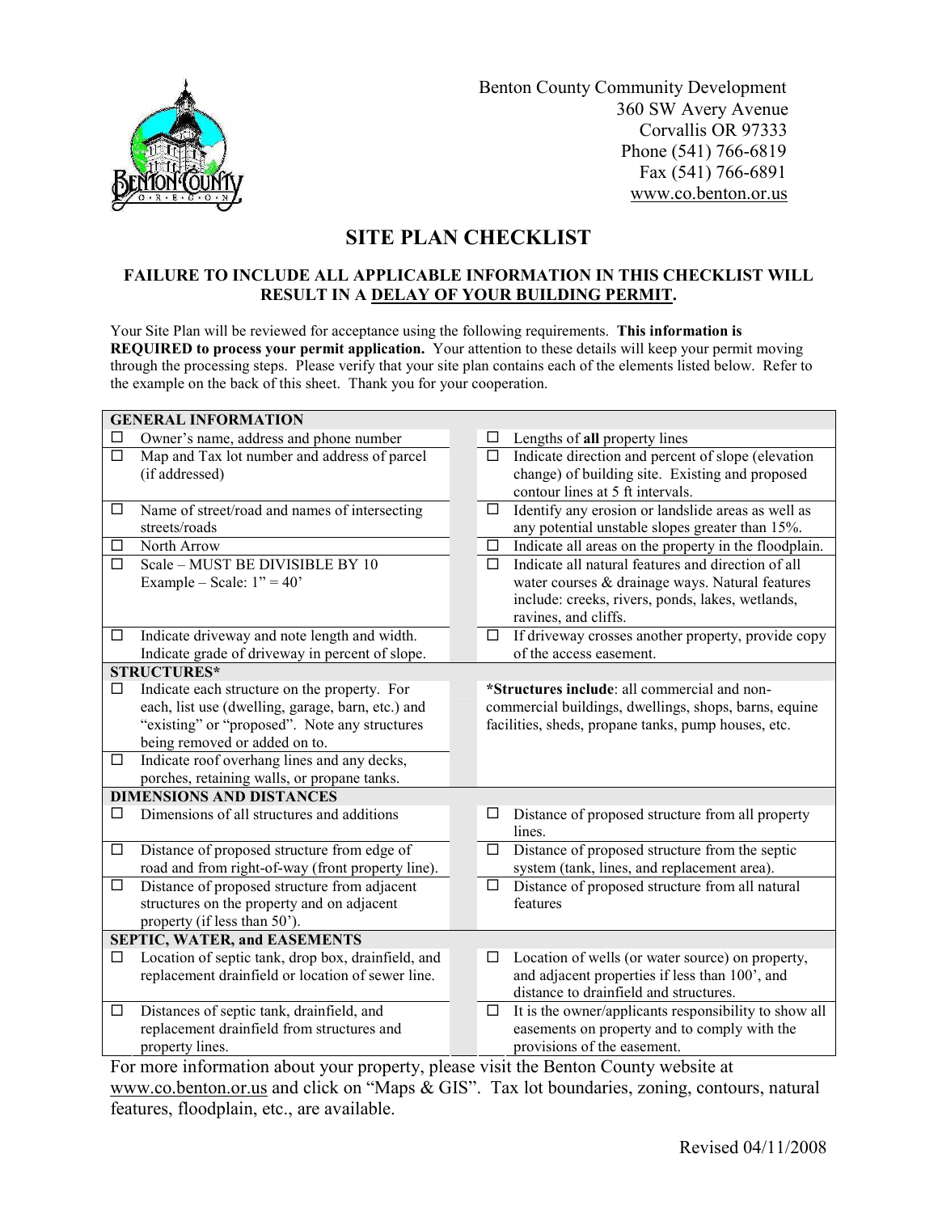Benton County Community Development
360 SW Avery Avenue
Corvallis OR 97333
Phone (541) 766-6819
Fax (541) 766-6891
www.co.benton.or.us

# SITE PLAN CHECKLIST

**FAILURE TO INCLUDE ALL APPLICABLE INFORMATION IN THIS CHECKLIST WILL RESULT IN A DELAY OF YOUR BUILDING PERMIT.**

Your Site Plan will be reviewed for acceptance using the following requirements. **This information is REQUIRED to process your permit application.** Your attention to these details will keep your permit moving through the processing steps. Please verify that your site plan contains each of the elements listed below. Refer to the example on the back of this sheet. Thank you for your cooperation.

| **GENERAL INFORMATION** | |
|---|---|
| ☐ Owner's name, address and phone number | ☐ Lengths of **all** property lines |
| ☐ Map and Tax lot number and address of parcel (if addressed) | ☐ Indicate direction and percent of slope (elevation change) of building site. Existing and proposed contour lines at 5 ft intervals. |
| ☐ Name of street/road and names of intersecting streets/roads | ☐ Identify any erosion or landslide areas as well as any potential unstable slopes greater than 15%. |
| ☐ North Arrow | ☐ Indicate all areas on the property in the floodplain. |
| ☐ Scale – MUST BE DIVISIBLE BY 10 Example – Scale: 1" = 40' | ☐ Indicate all natural features and direction of all water courses & drainage ways. Natural features include: creeks, rivers, ponds, lakes, wetlands, ravines, and cliffs. |
| ☐ Indicate driveway and note length and width. Indicate grade of driveway in percent of slope. | ☐ If driveway crosses another property, provide copy of the access easement. |
| **STRUCTURES*** | |
| ☐ Indicate each structure on the property. For each, list use (dwelling, garage, barn, etc.) and "existing" or "proposed". Note any structures being removed or added on to. | ***Structures include**: all commercial and non-commercial buildings, dwellings, shops, barns, equine facilities, sheds, propane tanks, pump houses, etc. |
| ☐ Indicate roof overhang lines and any decks, porches, retaining walls, or propane tanks. | |
| **DIMENSIONS AND DISTANCES** | |
| ☐ Dimensions of all structures and additions | ☐ Distance of proposed structure from all property lines. |
| ☐ Distance of proposed structure from edge of road and from right-of-way (front property line). | ☐ Distance of proposed structure from the septic system (tank, lines, and replacement area). |
| ☐ Distance of proposed structure from adjacent structures on the property and on adjacent property (if less than 50'). | ☐ Distance of proposed structure from all natural features |
| **SEPTIC, WATER, and EASEMENTS** | |
| ☐ Location of septic tank, drop box, drainfield, and replacement drainfield or location of sewer line. | ☐ Location of wells (or water source) on property, and adjacent properties if less than 100', and distance to drainfield and structures. |
| ☐ Distances of septic tank, drainfield, and replacement drainfield from structures and property lines. | ☐ It is the owner/applicants responsibility to show all easements on property and to comply with the provisions of the easement. |

For more information about your property, please visit the Benton County website at www.co.benton.or.us and click on "Maps & GIS". Tax lot boundaries, zoning, contours, natural features, floodplain, etc., are available.

Revised 04/11/2008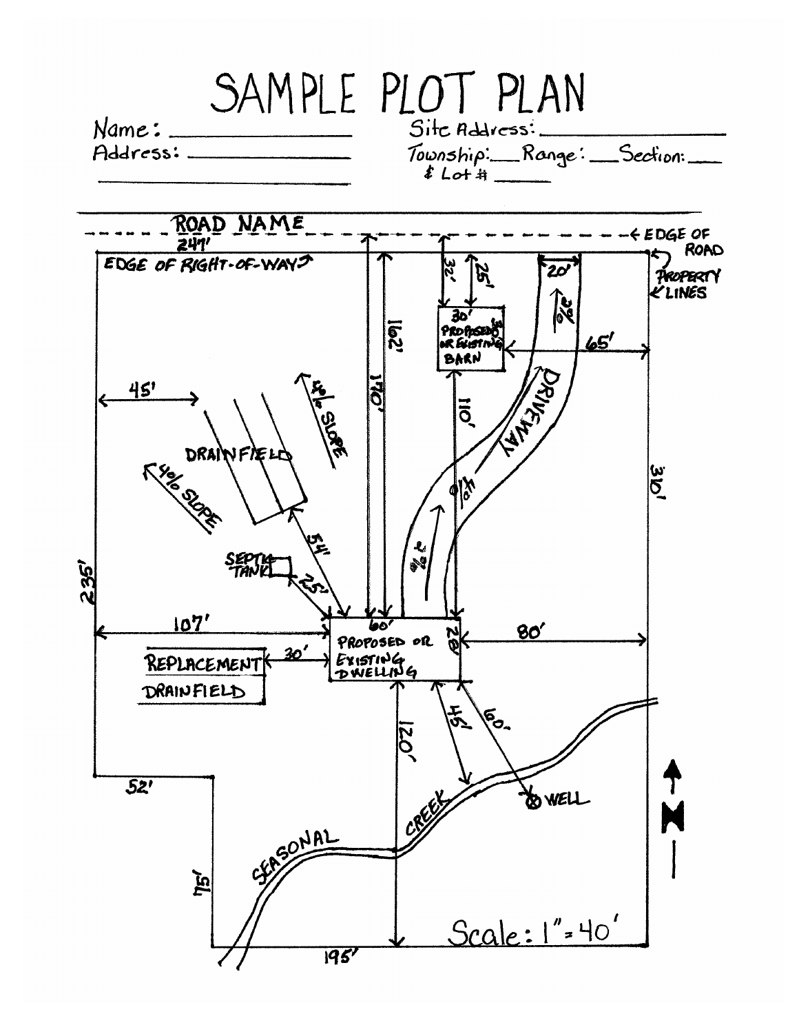# SAMPLE PLOT PLAN

Name: ______________ Site Address: ______________

Address: ______________ Township: ___ Range: ___ Section: ___

______________ & Lot # _____

ROAD NAME

247'

EDGE OF ROAD

EDGE OF RIGHT-OF-WAY

PROPERTY LINES

32'

25'

20'

30'

30'

PROPOSED OR EXISTING BARN

8%

65'

162'

170'

45'

4% SLOPE

110'

DRIVEWAY

DRAINFIELD

4% SLOPE

310'

10%

54'

SEPTIC TANK

25'

8%

235'

107'

60'

PROPOSED OR EXISTING DWELLING

28'

80'

REPLACEMENT DRAINFIELD

30'

45'

60'

120'

52'

SEASONAL CREEK

WELL

N

75'

Scale: 1" = 40'

195'